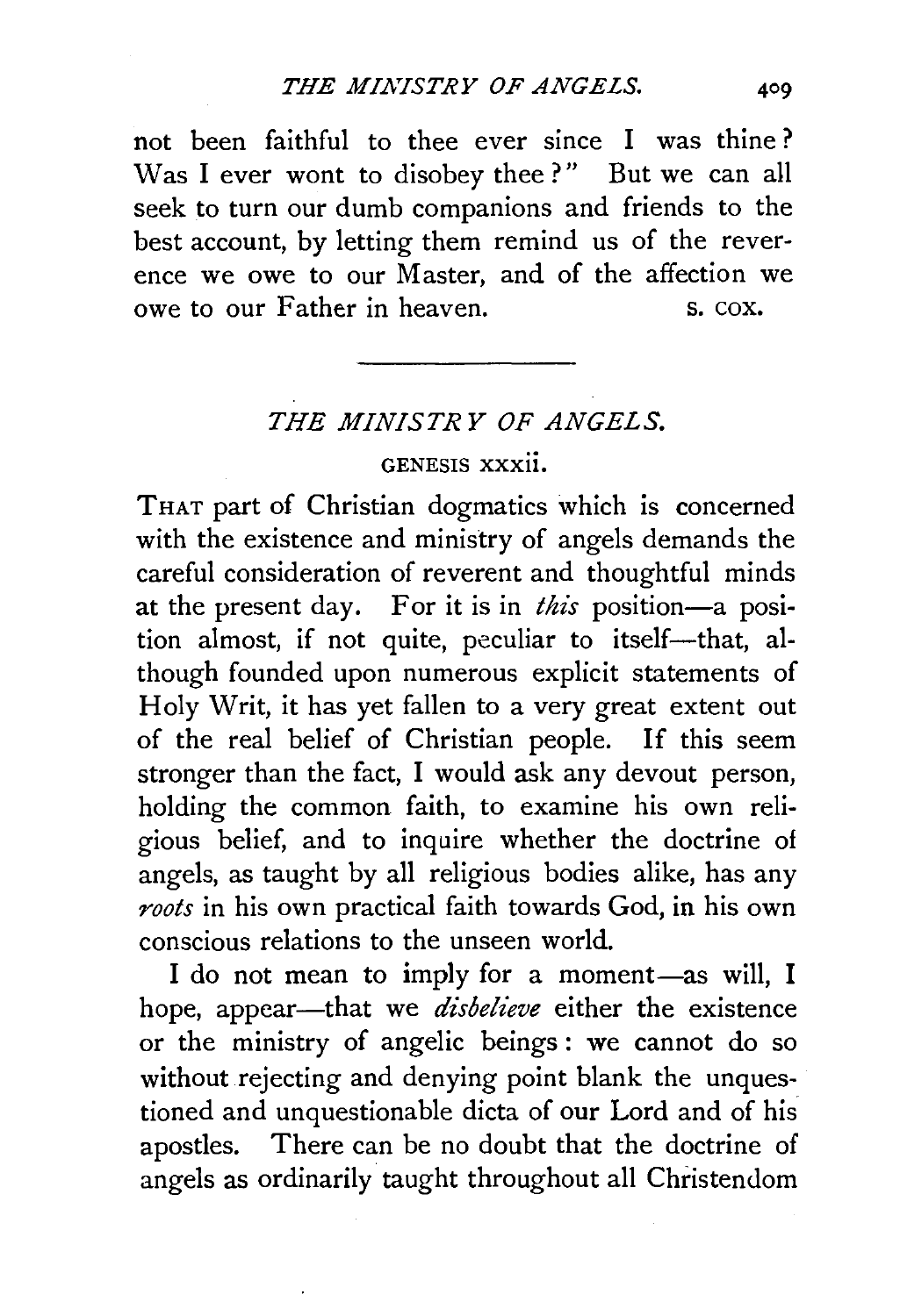not been faithful to thee ever since I was thine? Was I ever wont to disobey thee?" But we can all seek to turn our dumb companions and friends to the best account, by letting them remind us of the reverence we owe to our Master, and of the affection we owe to our Father in heaven.

S. COX.

---

## *THE MINISTRY OF ANGELS.*

GENESIS XXXII.

THAT part of Christian dogmatics which is concerned with the existence and ministry of angels demands the careful consideration of reverent and thoughtful minds at the present day. For it is in *this* position—a position almost, if not quite, peculiar to itself—that, although founded upon numerous explicit statements of Holy Writ, it has yet fallen to a very great extent out of the real belief of Christian people. If this seem stronger than the fact, I would ask any devout person, holding the common faith, to examine his own religious belief, and to inquire whether the doctrine of angels, as taught by all religious bodies alike, has any *roots* in his own practical faith towards God, in his own conscious relations to the unseen world.

I do not mean to imply for a moment—as will, I hope, appear—that we *disbelieve* either the existence or the ministry of angelic beings: we cannot do so without rejecting and denying point blank the unquestioned and unquestionable dicta of our Lord and of his apostles. There can be no doubt that the doctrine of angels as ordinarily taught throughout all Christendom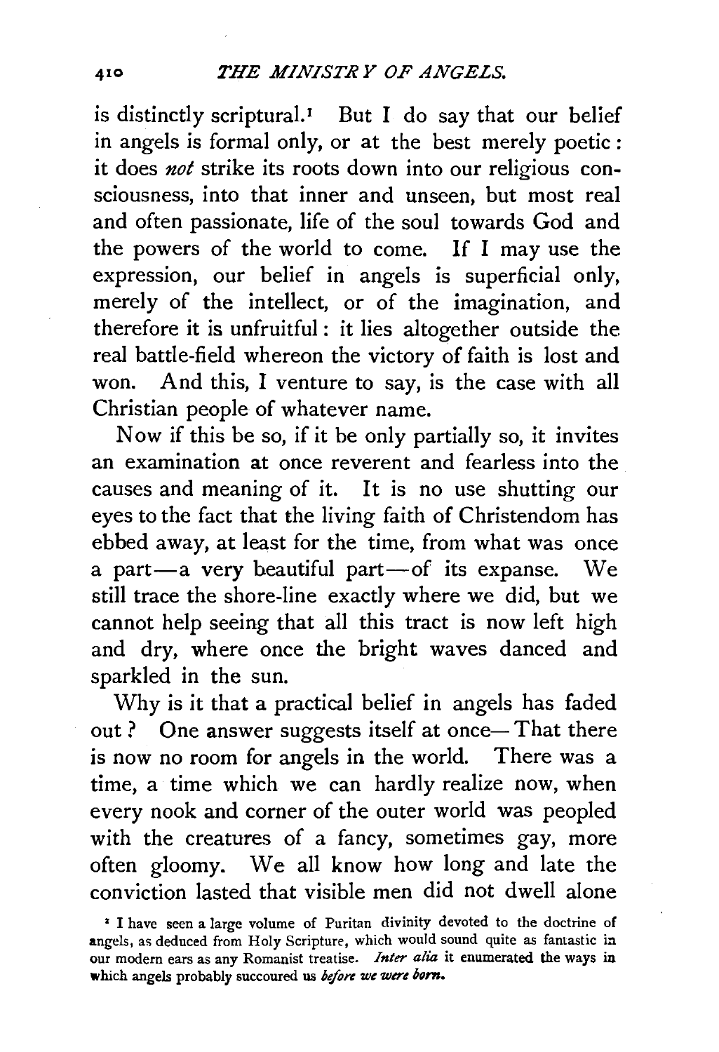is distinctly scriptural.[1] But I do say that our belief in angels is formal only, or at the best merely poetic: it does *not* strike its roots down into our religious consciousness, into that inner and unseen, but most real and often passionate, life of the soul towards God and the powers of the world to come. If I may use the expression, our belief in angels is superficial only, merely of the intellect, or of the imagination, and therefore it is unfruitful: it lies altogether outside the real battle-field whereon the victory of faith is lost and won. And this, I venture to say, is the case with all Christian people of whatever name.

Now if this be so, if it be only partially so, it invites an examination at once reverent and fearless into the causes and meaning of it. It is no use shutting our eyes to the fact that the living faith of Christendom has ebbed away, at least for the time, from what was once a part—a very beautiful part—of its expanse. We still trace the shore-line exactly where we did, but we cannot help seeing that all this tract is now left high and dry, where once the bright waves danced and sparkled in the sun.

Why is it that a practical belief in angels has faded out? One answer suggests itself at once—That there is now no room for angels in the world. There was a time, a time which we can hardly realize now, when every nook and corner of the outer world was peopled with the creatures of a fancy, sometimes gay, more often gloomy. We all know how long and late the conviction lasted that visible men did not dwell alone

[1] I have seen a large volume of Puritan divinity devoted to the doctrine of angels, as deduced from Holy Scripture, which would sound quite as fantastic in our modern ears as any Romanist treatise. *Inter alia* it enumerated the ways in which angels probably succoured us *before we were born.*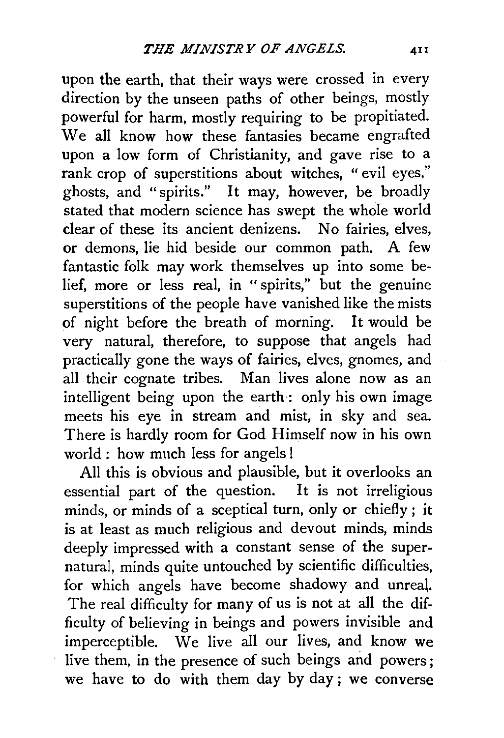upon the earth, that their ways were crossed in every direction by the unseen paths of other beings, mostly powerful for harm, mostly requiring to be propitiated. We all know how these fantasies became engrafted upon a low form of Christianity, and gave rise to a rank crop of superstitions about witches, "evil eyes," ghosts, and "spirits." It may, however, be broadly stated that modern science has swept the whole world clear of these its ancient denizens. No fairies, elves, or demons, lie hid beside our common path. A few fantastic folk may work themselves up into some belief, more or less real, in "spirits," but the genuine superstitions of the people have vanished like the mists of night before the breath of morning. It would be very natural, therefore, to suppose that angels had practically gone the ways of fairies, elves, gnomes, and all their cognate tribes. Man lives alone now as an intelligent being upon the earth: only his own image meets his eye in stream and mist, in sky and sea. There is hardly room for God Himself now in his own world: how much less for angels!

All this is obvious and plausible, but it overlooks an essential part of the question. It is not irreligious minds, or minds of a sceptical turn, only or chiefly; it is at least as much religious and devout minds, minds deeply impressed with a constant sense of the supernatural, minds quite untouched by scientific difficulties, for which angels have become shadowy and unreal. The real difficulty for many of us is not at all the difficulty of believing in beings and powers invisible and imperceptible. We live all our lives, and know we live them, in the presence of such beings and powers; we have to do with them day by day; we converse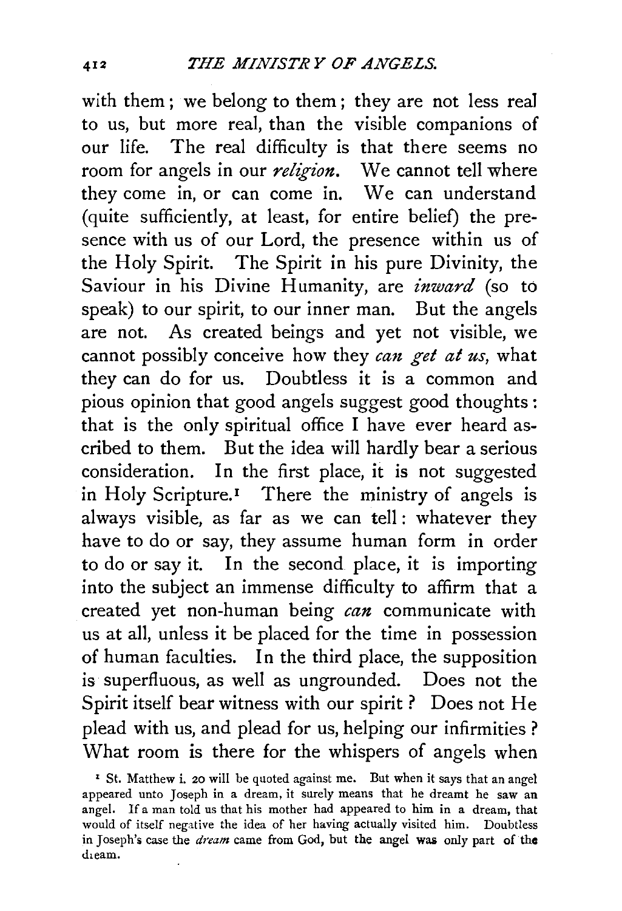with them; we belong to them; they are not less real to us, but more real, than the visible companions of our life. The real difficulty is that there seems no room for angels in our *religion*. We cannot tell where they come in, or can come in. We can understand (quite sufficiently, at least, for entire belief) the presence with us of our Lord, the presence within us of the Holy Spirit. The Spirit in his pure Divinity, the Saviour in his Divine Humanity, are *inward* (so to speak) to our spirit, to our inner man. But the angels are not. As created beings and yet not visible, we cannot possibly conceive how they *can get at us*, what they can do for us. Doubtless it is a common and pious opinion that good angels suggest good thoughts: that is the only spiritual office I have ever heard ascribed to them. But the idea will hardly bear a serious consideration. In the first place, it is not suggested in Holy Scripture.[1] There the ministry of angels is always visible, as far as we can tell: whatever they have to do or say, they assume human form in order to do or say it. In the second place, it is importing into the subject an immense difficulty to affirm that a created yet non-human being *can* communicate with us at all, unless it be placed for the time in possession of human faculties. In the third place, the supposition is superfluous, as well as ungrounded. Does not the Spirit itself bear witness with our spirit? Does not He plead with us, and plead for us, helping our infirmities? What room is there for the whispers of angels when

[1] St. Matthew i. 20 will be quoted against me. But when it says that an angel appeared unto Joseph in a dream, it surely means that he dreamt he saw an angel. If a man told us that his mother had appeared to him in a dream, that would of itself negative the idea of her having actually visited him. Doubtless in Joseph's case the *dream* came from God, but the angel was only part of the dream.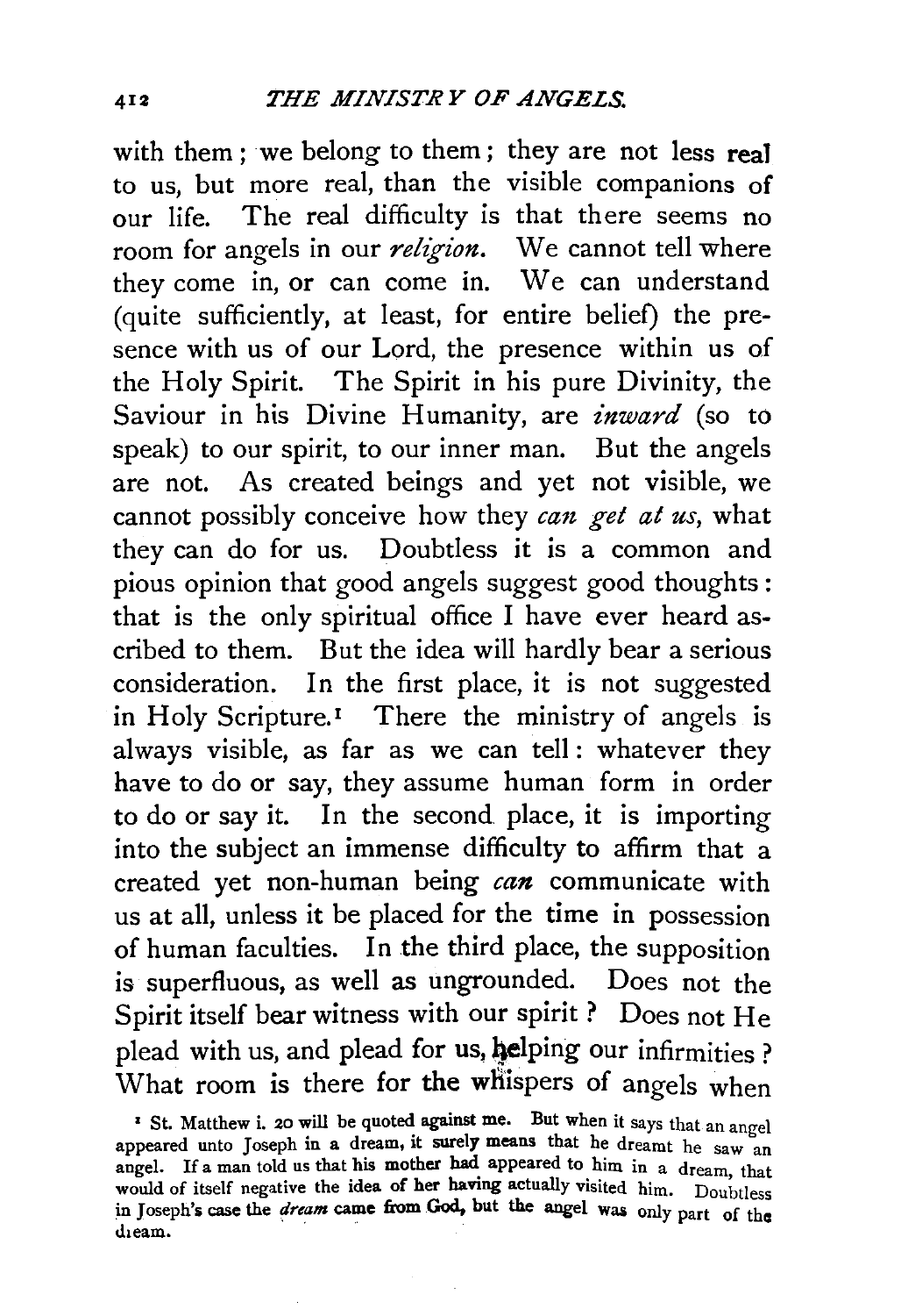with them; we belong to them; they are not less real to us, but more real, than the visible companions of our life. The real difficulty is that there seems no room for angels in our *religion*. We cannot tell where they come in, or can come in. We can understand (quite sufficiently, at least, for entire belief) the presence with us of our Lord, the presence within us of the Holy Spirit. The Spirit in his pure Divinity, the Saviour in his Divine Humanity, are *inward* (so to speak) to our spirit, to our inner man. But the angels are not. As created beings and yet not visible, we cannot possibly conceive how they *can get at us*, what they can do for us. Doubtless it is a common and pious opinion that good angels suggest good thoughts: that is the only spiritual office I have ever heard ascribed to them. But the idea will hardly bear a serious consideration. In the first place, it is not suggested in Holy Scripture.[1] There the ministry of angels is always visible, as far as we can tell: whatever they have to do or say, they assume human form in order to do or say it. In the second place, it is importing into the subject an immense difficulty to affirm that a created yet non-human being *can* communicate with us at all, unless it be placed for the time in possession of human faculties. In the third place, the supposition is superfluous, as well as ungrounded. Does not the Spirit itself bear witness with our spirit? Does not He plead with us, and plead for us, helping our infirmities? What room is there for the whispers of angels when

[1] St. Matthew i. 20 will be quoted against me. But when it says that an angel appeared unto Joseph in a dream, it surely means that he dreamt he saw an angel. If a man told us that his mother had appeared to him in a dream, that would of itself negative the idea of her having actually visited him. Doubtless in Joseph's case the *dream* came from God, but the angel was only part of the dream.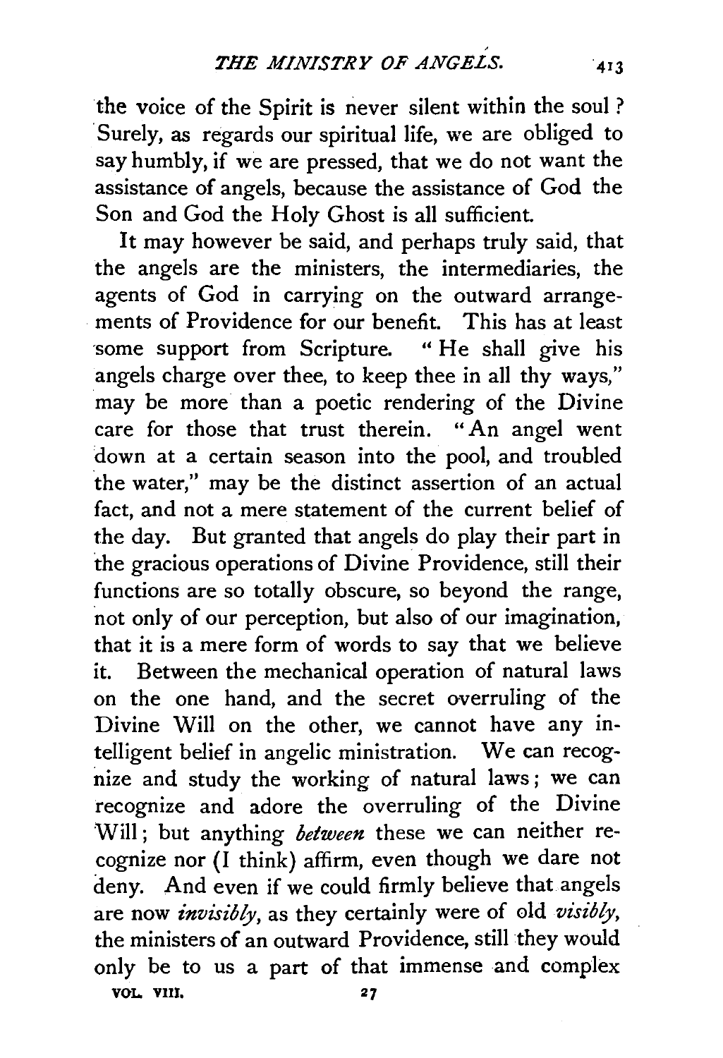the voice of the Spirit is never silent within the soul? Surely, as regards our spiritual life, we are obliged to say humbly, if we are pressed, that we do not want the assistance of angels, because the assistance of God the Son and God the Holy Ghost is all sufficient.

It may however be said, and perhaps truly said, that the angels are the ministers, the intermediaries, the agents of God in carrying on the outward arrangements of Providence for our benefit. This has at least some support from Scripture. "He shall give his angels charge over thee, to keep thee in all thy ways," may be more than a poetic rendering of the Divine care for those that trust therein. "An angel went down at a certain season into the pool, and troubled the water," may be the distinct assertion of an actual fact, and not a mere statement of the current belief of the day. But granted that angels do play their part in the gracious operations of Divine Providence, still their functions are so totally obscure, so beyond the range, not only of our perception, but also of our imagination, that it is a mere form of words to say that we believe it. Between the mechanical operation of natural laws on the one hand, and the secret overruling of the Divine Will on the other, we cannot have any intelligent belief in angelic ministration. We can recognize and study the working of natural laws; we can recognize and adore the overruling of the Divine Will; but anything *between* these we can neither recognize nor (I think) affirm, even though we dare not deny. And even if we could firmly believe that angels are now *invisibly*, as they certainly were of old *visibly*, the ministers of an outward Providence, still they would only be to us a part of that immense and complex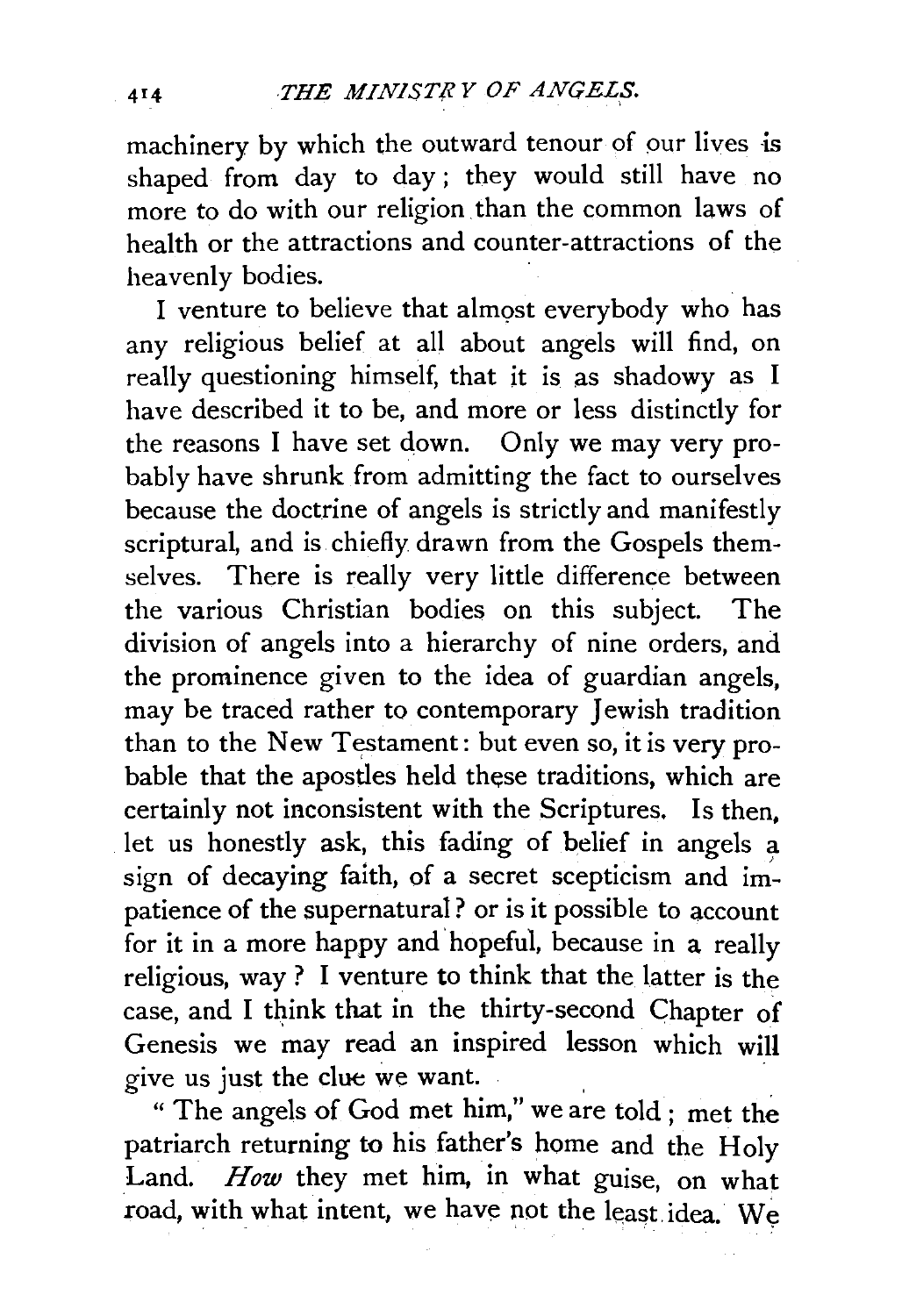machinery by which the outward tenour of our lives is shaped from day to day; they would still have no more to do with our religion than the common laws of health or the attractions and counter-attractions of the heavenly bodies.

I venture to believe that almost everybody who has any religious belief at all about angels will find, on really questioning himself, that it is as shadowy as I have described it to be, and more or less distinctly for the reasons I have set down. Only we may very probably have shrunk from admitting the fact to ourselves because the doctrine of angels is strictly and manifestly scriptural, and is chiefly drawn from the Gospels themselves. There is really very little difference between the various Christian bodies on this subject. The division of angels into a hierarchy of nine orders, and the prominence given to the idea of guardian angels, may be traced rather to contemporary Jewish tradition than to the New Testament: but even so, it is very probable that the apostles held these traditions, which are certainly not inconsistent with the Scriptures. Is then, let us honestly ask, this fading of belief in angels a sign of decaying faith, of a secret scepticism and impatience of the supernatural? or is it possible to account for it in a more happy and hopeful, because in a really religious, way? I venture to think that the latter is the case, and I think that in the thirty-second Chapter of Genesis we may read an inspired lesson which will give us just the clue we want.

"The angels of God met him," we are told; met the patriarch returning to his father's home and the Holy Land. *How* they met him, in what guise, on what road, with what intent, we have not the least idea. We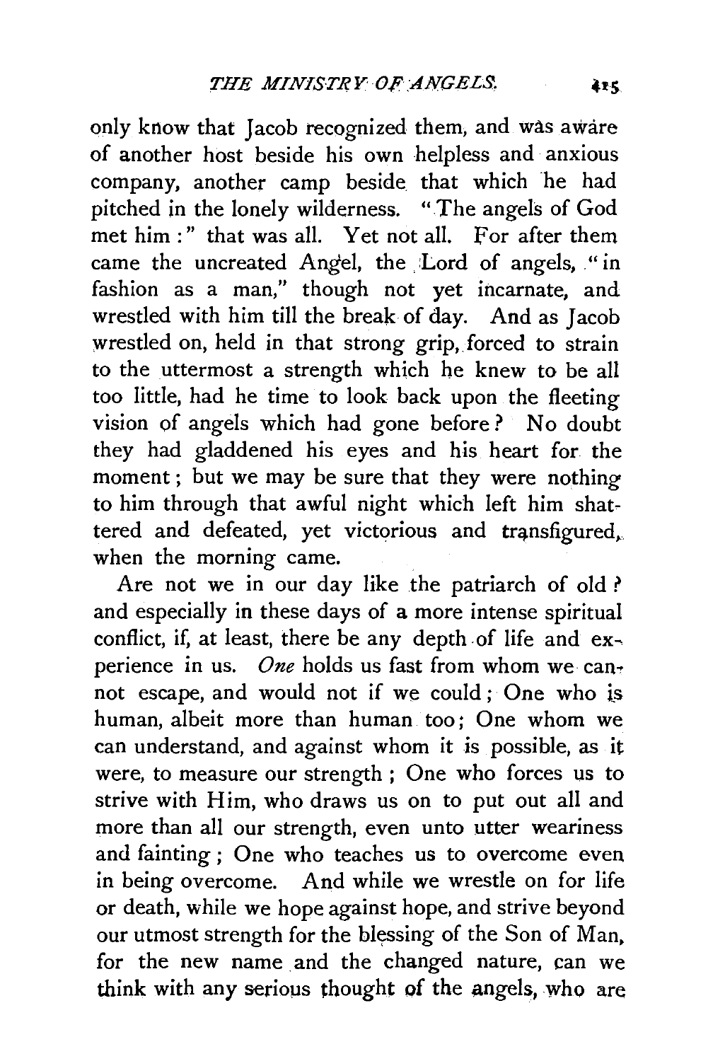only know that Jacob recognized them, and was aware of another host beside his own helpless and anxious company, another camp beside that which he had pitched in the lonely wilderness. "The angels of God met him:" that was all. Yet not all. For after them came the uncreated Angel, the Lord of angels, "in fashion as a man," though not yet incarnate, and wrestled with him till the break of day. And as Jacob wrestled on, held in that strong grip, forced to strain to the uttermost a strength which he knew to be all too little, had he time to look back upon the fleeting vision of angels which had gone before? No doubt they had gladdened his eyes and his heart for the moment; but we may be sure that they were nothing to him through that awful night which left him shattered and defeated, yet victorious and transfigured, when the morning came.

Are not we in our day like the patriarch of old? and especially in these days of a more intense spiritual conflict, if, at least, there be any depth of life and experience in us. *One* holds us fast from whom we cannot escape, and would not if we could; One who is human, albeit more than human too; One whom we can understand, and against whom it is possible, as it were, to measure our strength; One who forces us to strive with Him, who draws us on to put out all and more than all our strength, even unto utter weariness and fainting; One who teaches us to overcome even in being overcome. And while we wrestle on for life or death, while we hope against hope, and strive beyond our utmost strength for the blessing of the Son of Man, for the new name and the changed nature, can we think with any serious thought of the angels, who are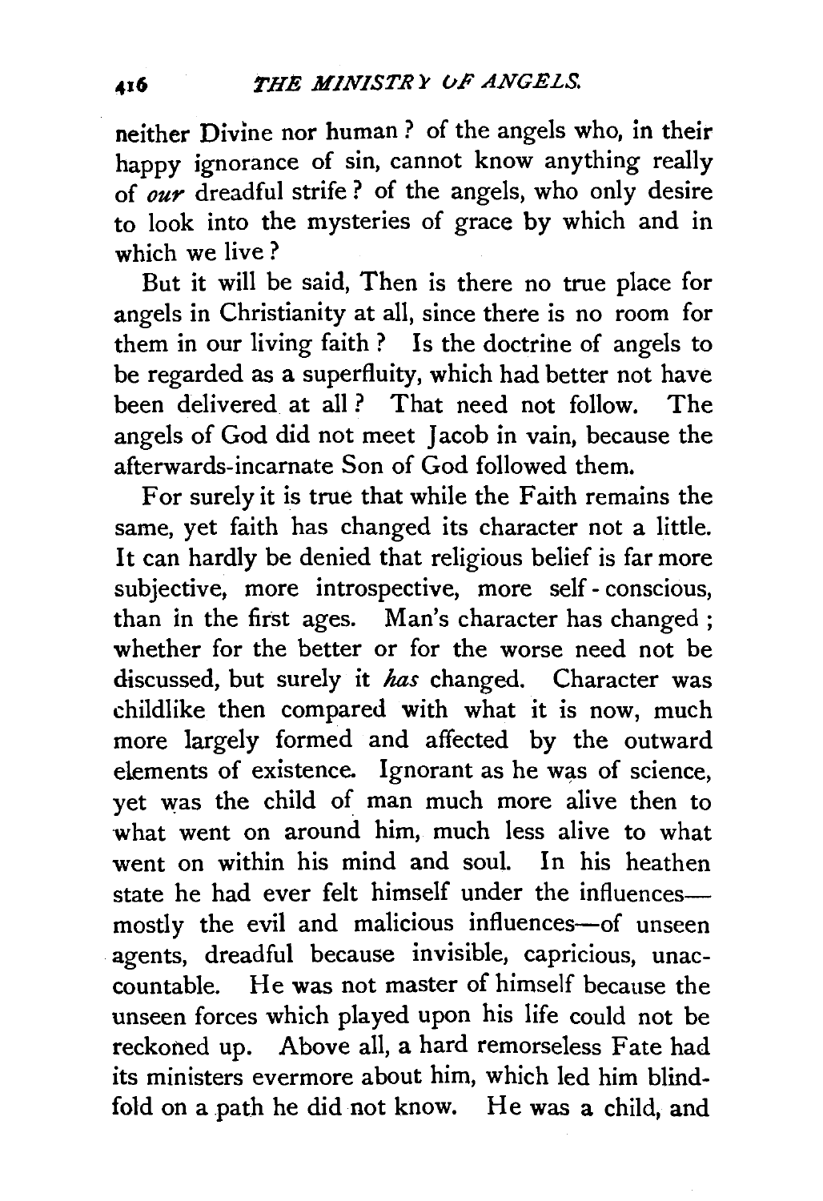neither Divine nor human? of the angels who, in their happy ignorance of sin, cannot know anything really of *our* dreadful strife? of the angels, who only desire to look into the mysteries of grace by which and in which we live?

But it will be said, Then is there no true place for angels in Christianity at all, since there is no room for them in our living faith? Is the doctrine of angels to be regarded as a superfluity, which had better not have been delivered at all? That need not follow. The angels of God did not meet Jacob in vain, because the afterwards-incarnate Son of God followed them.

For surely it is true that while the Faith remains the same, yet faith has changed its character not a little. It can hardly be denied that religious belief is far more subjective, more introspective, more self-conscious, than in the first ages. Man's character has changed; whether for the better or for the worse need not be discussed, but surely it *has* changed. Character was childlike then compared with what it is now, much more largely formed and affected by the outward elements of existence. Ignorant as he was of science, yet was the child of man much more alive then to what went on around him, much less alive to what went on within his mind and soul. In his heathen state he had ever felt himself under the influences—mostly the evil and malicious influences—of unseen agents, dreadful because invisible, capricious, unaccountable. He was not master of himself because the unseen forces which played upon his life could not be reckoned up. Above all, a hard remorseless Fate had its ministers evermore about him, which led him blindfold on a path he did not know. He was a child, and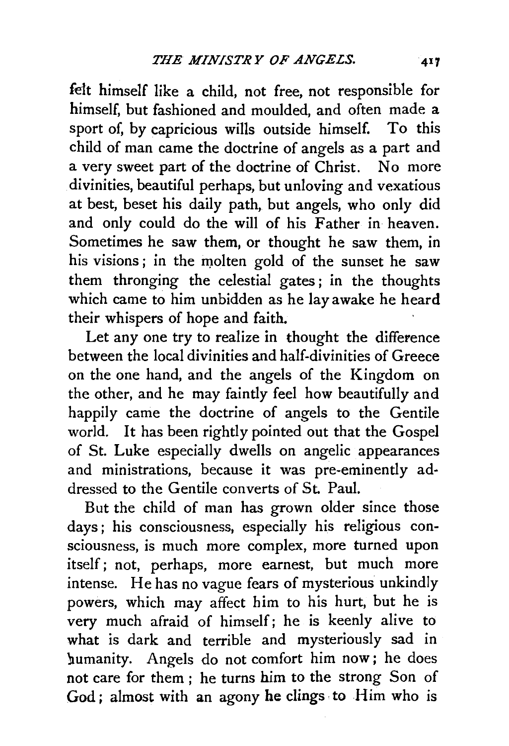felt himself like a child, not free, not responsible for himself, but fashioned and moulded, and often made a sport of, by capricious wills outside himself. To this child of man came the doctrine of angels as a part and a very sweet part of the doctrine of Christ. No more divinities, beautiful perhaps, but unloving and vexatious at best, beset his daily path, but angels, who only did and only could do the will of his Father in heaven. Sometimes he saw them, or thought he saw them, in his visions; in the molten gold of the sunset he saw them thronging the celestial gates; in the thoughts which came to him unbidden as he lay awake he heard their whispers of hope and faith.

Let any one try to realize in thought the difference between the local divinities and half-divinities of Greece on the one hand, and the angels of the Kingdom on the other, and he may faintly feel how beautifully and happily came the doctrine of angels to the Gentile world. It has been rightly pointed out that the Gospel of St. Luke especially dwells on angelic appearances and ministrations, because it was pre-eminently addressed to the Gentile converts of St. Paul.

But the child of man has grown older since those days; his consciousness, especially his religious consciousness, is much more complex, more turned upon itself; not, perhaps, more earnest, but much more intense. He has no vague fears of mysterious unkindly powers, which may affect him to his hurt, but he is very much afraid of himself; he is keenly alive to what is dark and terrible and mysteriously sad in humanity. Angels do not comfort him now; he does not care for them; he turns him to the strong Son of God; almost with an agony he clings to Him who is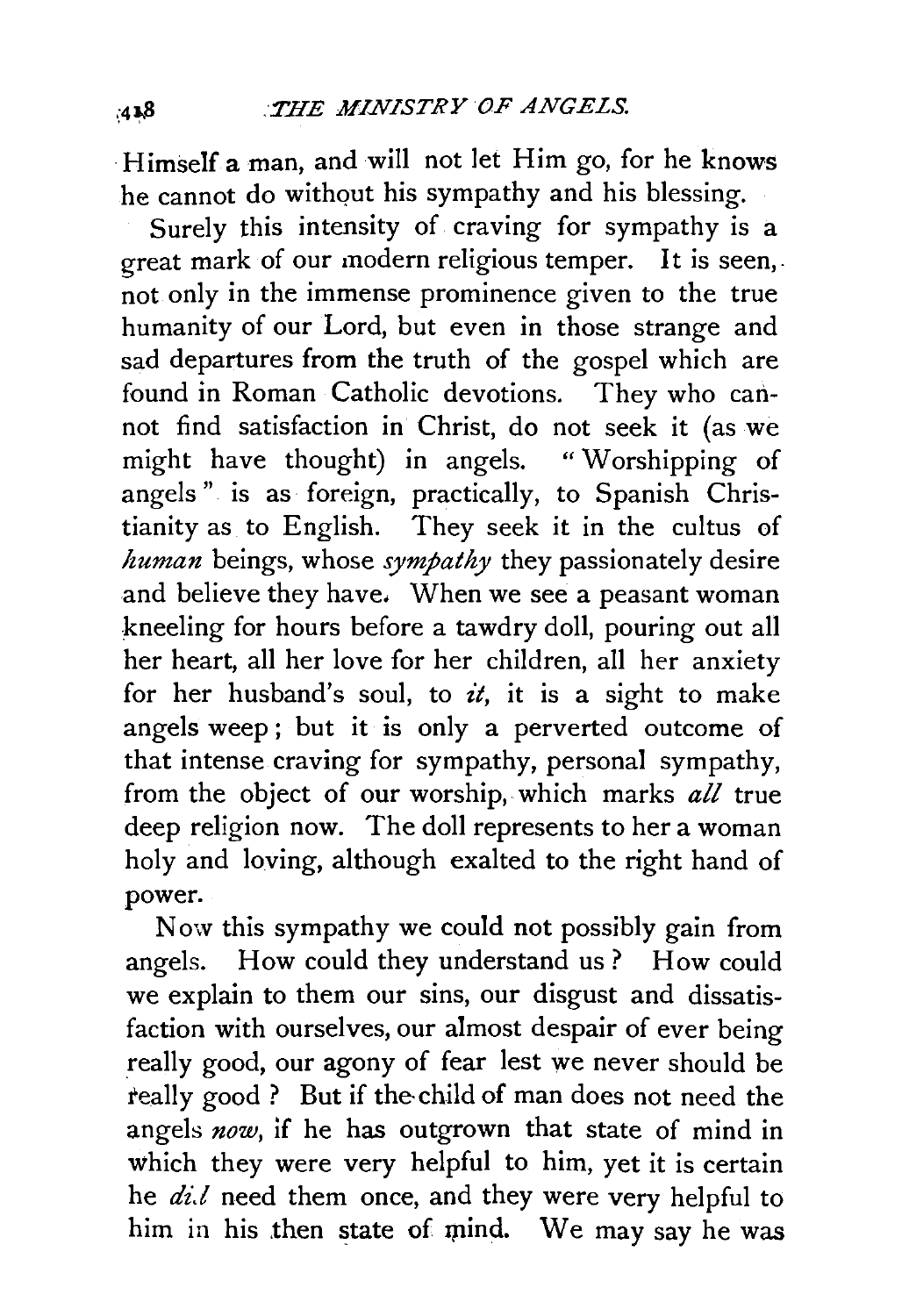Himself a man, and will not let Him go, for he knows he cannot do without his sympathy and his blessing.

Surely this intensity of craving for sympathy is a great mark of our modern religious temper. It is seen, not only in the immense prominence given to the true humanity of our Lord, but even in those strange and sad departures from the truth of the gospel which are found in Roman Catholic devotions. They who cannot find satisfaction in Christ, do not seek it (as we might have thought) in angels. "Worshipping of angels" is as foreign, practically, to Spanish Christianity as to English. They seek it in the cultus of *human* beings, whose *sympathy* they passionately desire and believe they have. When we see a peasant woman kneeling for hours before a tawdry doll, pouring out all her heart, all her love for her children, all her anxiety for her husband's soul, to *it*, it is a sight to make angels weep; but it is only a perverted outcome of that intense craving for sympathy, personal sympathy, from the object of our worship, which marks *all* true deep religion now. The doll represents to her a woman holy and loving, although exalted to the right hand of power.

Now this sympathy we could not possibly gain from angels. How could they understand us? How could we explain to them our sins, our disgust and dissatisfaction with ourselves, our almost despair of ever being really good, our agony of fear lest we never should be really good? But if the child of man does not need the angels *now*, if he has outgrown that state of mind in which they were very helpful to him, yet it is certain he *did* need them once, and they were very helpful to him in his then state of mind. We may say he was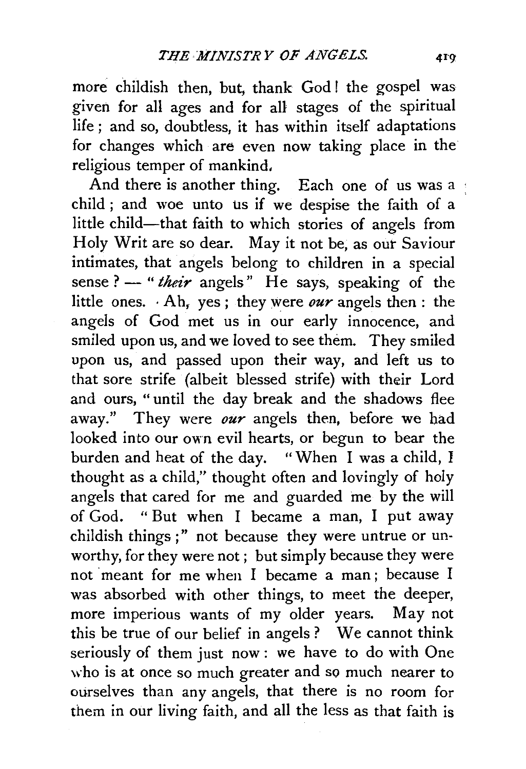more childish then, but, thank God! the gospel was given for all ages and for all stages of the spiritual life; and so, doubtless, it has within itself adaptations for changes which are even now taking place in the religious temper of mankind.

And there is another thing. Each one of us was a child; and woe unto us if we despise the faith of a little child—that faith to which stories of angels from Holy Writ are so dear. May it not be, as our Saviour intimates, that angels belong to children in a special sense? — "*their* angels" He says, speaking of the little ones. Ah, yes; they were *our* angels then: the angels of God met us in our early innocence, and smiled upon us, and we loved to see them. They smiled upon us, and passed upon their way, and left us to that sore strife (albeit blessed strife) with their Lord and ours, "until the day break and the shadows flee away." They were *our* angels then, before we had looked into our own evil hearts, or begun to bear the burden and heat of the day. "When I was a child, I thought as a child," thought often and lovingly of holy angels that cared for me and guarded me by the will of God. "But when I became a man, I put away childish things;" not because they were untrue or unworthy, for they were not; but simply because they were not meant for me when I became a man; because I was absorbed with other things, to meet the deeper, more imperious wants of my older years. May not this be true of our belief in angels? We cannot think seriously of them just now: we have to do with One who is at once so much greater and so much nearer to ourselves than any angels, that there is no room for them in our living faith, and all the less as that faith is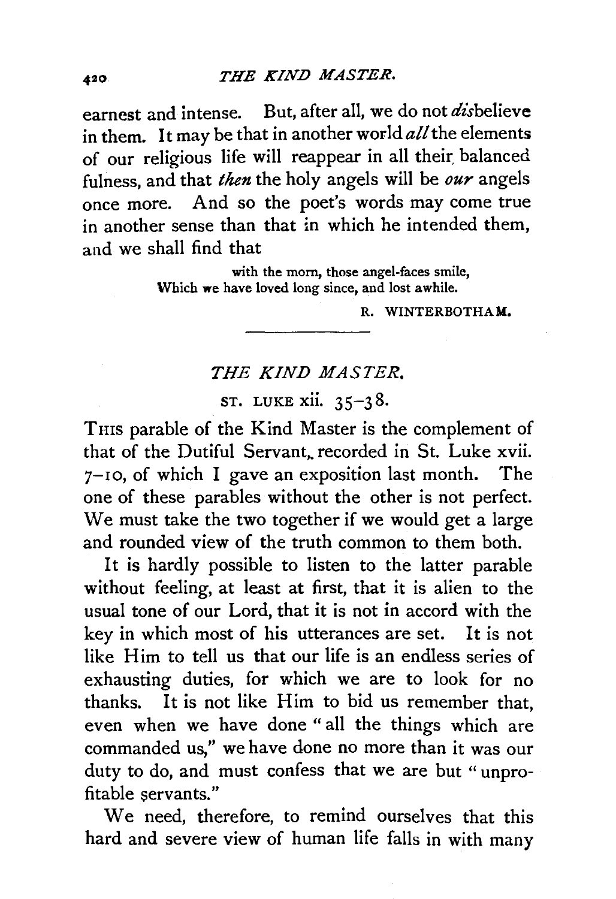earnest and intense. But, after all, we do not *dis*believe in them. It may be that in another world *all* the elements of our religious life will reappear in all their balanced fulness, and that *then* the holy angels will be *our* angels once more. And so the poet's words may come true in another sense than that in which he intended them, and we shall find that

> with the morn, those angel-faces smile,
> Which we have loved long since, and lost awhile.

R. WINTERBOTHAM.

---

## *THE KIND MASTER.*

### ST. LUKE xii. 35–38.

THIS parable of the Kind Master is the complement of that of the Dutiful Servant, recorded in St. Luke xvii. 7–10, of which I gave an exposition last month. The one of these parables without the other is not perfect. We must take the two together if we would get a large and rounded view of the truth common to them both.

It is hardly possible to listen to the latter parable without feeling, at least at first, that it is alien to the usual tone of our Lord, that it is not in accord with the key in which most of his utterances are set. It is not like Him to tell us that our life is an endless series of exhausting duties, for which we are to look for no thanks. It is not like Him to bid us remember that, even when we have done "all the things which are commanded us," we have done no more than it was our duty to do, and must confess that we are but "unprofitable servants."

We need, therefore, to remind ourselves that this hard and severe view of human life falls in with many